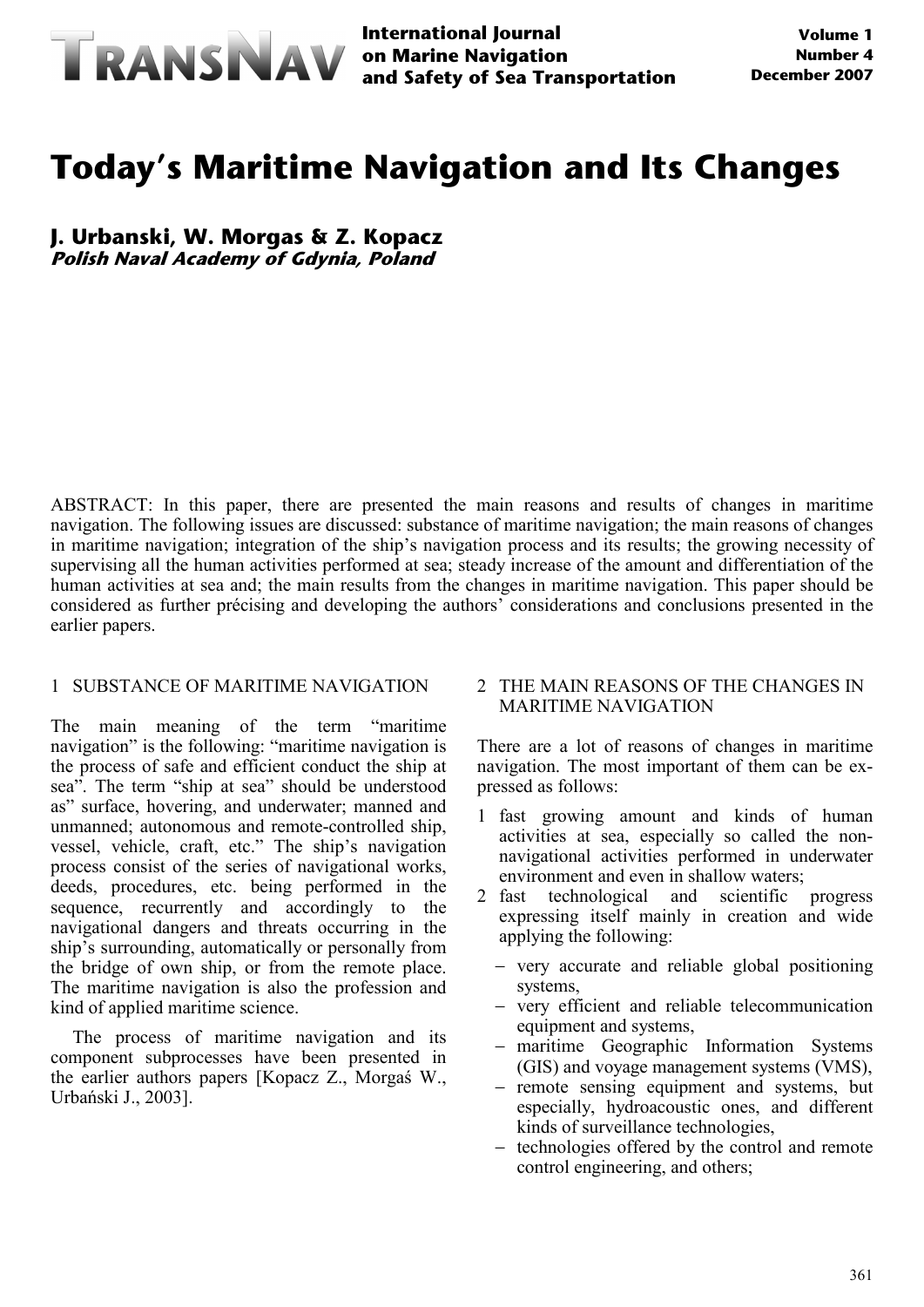# Today's Maritime Navigation and Its Changes

**J. Urbanski, W. Morgas & Z. Kopacz**
***Polish Naval Academy of Gdynia, Poland***

ABSTRACT: In this paper, there are presented the main reasons and results of changes in maritime navigation. The following issues are discussed: substance of maritime navigation; the main reasons of changes in maritime navigation; integration of the ship's navigation process and its results; the growing necessity of supervising all the human activities performed at sea; steady increase of the amount and differentiation of the human activities at sea and; the main results from the changes in maritime navigation. This paper should be considered as further précising and developing the authors' considerations and conclusions presented in the earlier papers.

## 1 SUBSTANCE OF MARITIME NAVIGATION

The main meaning of the term "maritime navigation" is the following: "maritime navigation is the process of safe and efficient conduct the ship at sea". The term "ship at sea" should be understood as" surface, hovering, and underwater; manned and unmanned; autonomous and remote-controlled ship, vessel, vehicle, craft, etc." The ship's navigation process consist of the series of navigational works, deeds, procedures, etc. being performed in the sequence, recurrently and accordingly to the navigational dangers and threats occurring in the ship's surrounding, automatically or personally from the bridge of own ship, or from the remote place. The maritime navigation is also the profession and kind of applied maritime science.

The process of maritime navigation and its component subprocesses have been presented in the earlier authors papers [Kopacz Z., Morgaś W., Urbański J., 2003].

## 2 THE MAIN REASONS OF THE CHANGES IN MARITIME NAVIGATION

There are a lot of reasons of changes in maritime navigation. The most important of them can be expressed as follows:

1. fast growing amount and kinds of human activities at sea, especially so called the non-navigational activities performed in underwater environment and even in shallow waters;
2. fast technological and scientific progress expressing itself mainly in creation and wide applying the following:
   - very accurate and reliable global positioning systems,
   - very efficient and reliable telecommunication equipment and systems,
   - maritime Geographic Information Systems (GIS) and voyage management systems (VMS),
   - remote sensing equipment and systems, but especially, hydroacoustic ones, and different kinds of surveillance technologies,
   - technologies offered by the control and remote control engineering, and others;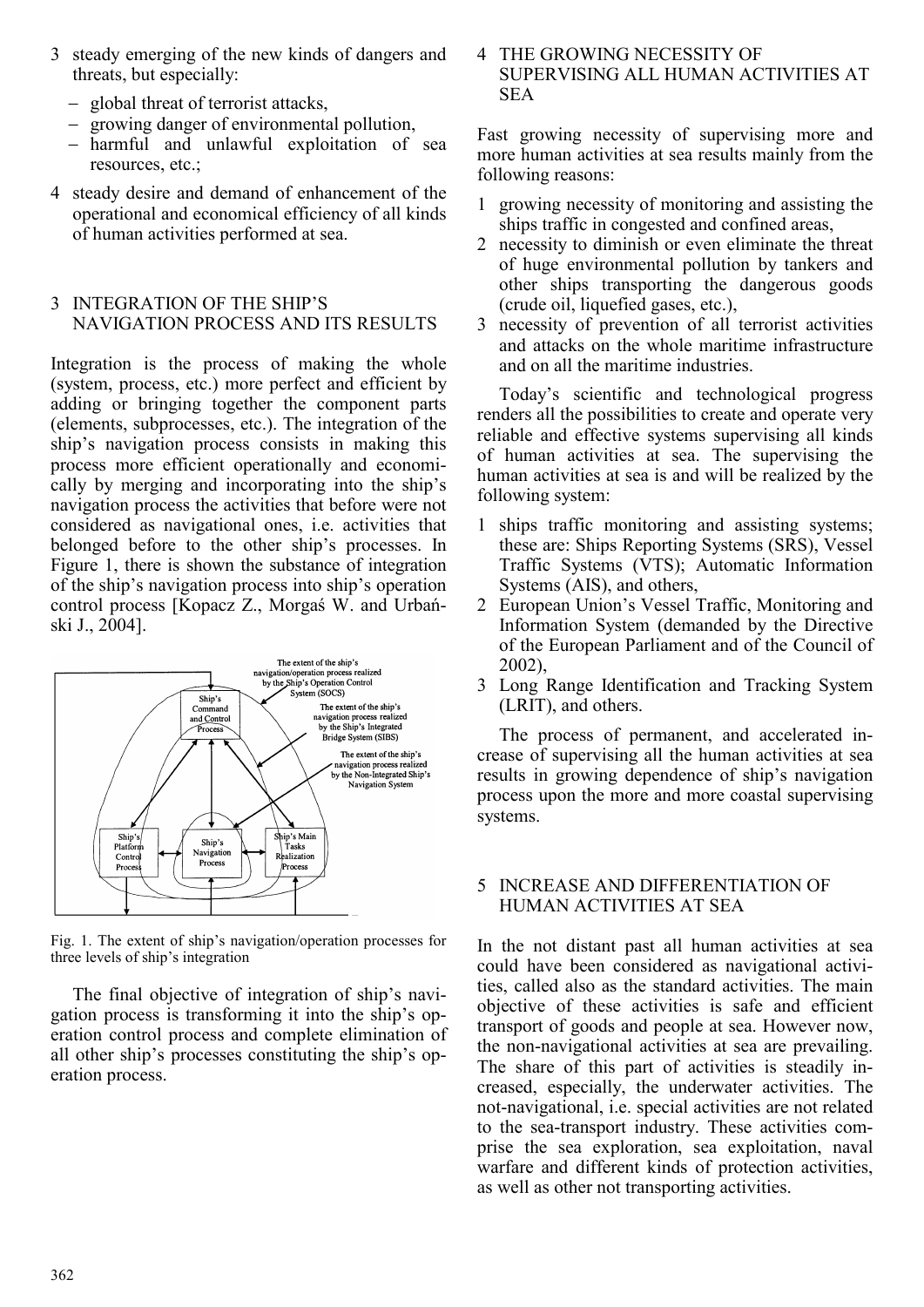3 steady emerging of the new kinds of dangers and threats, but especially:
   - global threat of terrorist attacks,
   - growing danger of environmental pollution,
   - harmful and unlawful exploitation of sea resources, etc.;
4 steady desire and demand of enhancement of the operational and economical efficiency of all kinds of human activities performed at sea.

## 3 INTEGRATION OF THE SHIP'S NAVIGATION PROCESS AND ITS RESULTS

Integration is the process of making the whole (system, process, etc.) more perfect and efficient by adding or bringing together the component parts (elements, subprocesses, etc.). The integration of the ship's navigation process consists in making this process more efficient operationally and economically by merging and incorporating into the ship's navigation process the activities that before were not considered as navigational ones, i.e. activities that belonged before to the other ship's processes. In Figure 1, there is shown the substance of integration of the ship's navigation process into ship's operation control process [Kopacz Z., Morgaś W. and Urbański J., 2004].

Fig. 1. The extent of ship's navigation/operation processes for three levels of ship's integration

The final objective of integration of ship's navigation process is transforming it into the ship's operation control process and complete elimination of all other ship's processes constituting the ship's operation process.

## 4 THE GROWING NECESSITY OF SUPERVISING ALL HUMAN ACTIVITIES AT SEA

Fast growing necessity of supervising more and more human activities at sea results mainly from the following reasons:

1 growing necessity of monitoring and assisting the ships traffic in congested and confined areas,
2 necessity to diminish or even eliminate the threat of huge environmental pollution by tankers and other ships transporting the dangerous goods (crude oil, liquefied gases, etc.),
3 necessity of prevention of all terrorist activities and attacks on the whole maritime infrastructure and on all the maritime industries.

Today's scientific and technological progress renders all the possibilities to create and operate very reliable and effective systems supervising all kinds of human activities at sea. The supervising the human activities at sea is and will be realized by the following system:

1 ships traffic monitoring and assisting systems; these are: Ships Reporting Systems (SRS), Vessel Traffic Systems (VTS); Automatic Information Systems (AIS), and others,
2 European Union's Vessel Traffic, Monitoring and Information System (demanded by the Directive of the European Parliament and of the Council of 2002),
3 Long Range Identification and Tracking System (LRIT), and others.

The process of permanent, and accelerated increase of supervising all the human activities at sea results in growing dependence of ship's navigation process upon the more and more coastal supervising systems.

## 5 INCREASE AND DIFFERENTIATION OF HUMAN ACTIVITIES AT SEA

In the not distant past all human activities at sea could have been considered as navigational activities, called also as the standard activities. The main objective of these activities is safe and efficient transport of goods and people at sea. However now, the non-navigational activities at sea are prevailing. The share of this part of activities is steadily increased, especially, the underwater activities. The not-navigational, i.e. special activities are not related to the sea-transport industry. These activities comprise the sea exploration, sea exploitation, naval warfare and different kinds of protection activities, as well as other not transporting activities.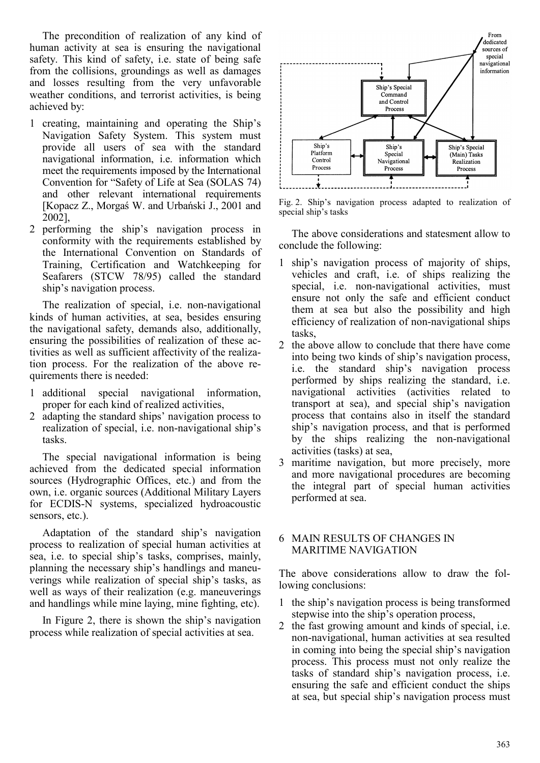The precondition of realization of any kind of human activity at sea is ensuring the navigational safety. This kind of safety, i.e. state of being safe from the collisions, groundings as well as damages and losses resulting from the very unfavorable weather conditions, and terrorist activities, is being achieved by:

1 creating, maintaining and operating the Ship's Navigation Safety System. This system must provide all users of sea with the standard navigational information, i.e. information which meet the requirements imposed by the International Convention for "Safety of Life at Sea (SOLAS 74) and other relevant international requirements [Kopacz Z., Morgaś W. and Urbański J., 2001 and 2002],
2 performing the ship's navigation process in conformity with the requirements established by the International Convention on Standards of Training, Certification and Watchkeeping for Seafarers (STCW 78/95) called the standard ship's navigation process.

The realization of special, i.e. non-navigational kinds of human activities, at sea, besides ensuring the navigational safety, demands also, additionally, ensuring the possibilities of realization of these activities as well as sufficient affectivity of the realization process. For the realization of the above requirements there is needed:

1 additional special navigational information, proper for each kind of realized activities,
2 adapting the standard ships' navigation process to realization of special, i.e. non-navigational ship's tasks.

The special navigational information is being achieved from the dedicated special information sources (Hydrographic Offices, etc.) and from the own, i.e. organic sources (Additional Military Layers for ECDIS-N systems, specialized hydroacoustic sensors, etc.).

Adaptation of the standard ship's navigation process to realization of special human activities at sea, i.e. to special ship's tasks, comprises, mainly, planning the necessary ship's handlings and maneuverings while realization of special ship's tasks, as well as ways of their realization (e.g. maneuverings and handlings while mine laying, mine fighting, etc).

In Figure 2, there is shown the ship's navigation process while realization of special activities at sea.

Fig. 2. Ship's navigation process adapted to realization of special ship's tasks

The above considerations and statesment allow to conclude the following:

1 ship's navigation process of majority of ships, vehicles and craft, i.e. of ships realizing the special, i.e. non-navigational activities, must ensure not only the safe and efficient conduct them at sea but also the possibility and high efficiency of realization of non-navigational ships tasks,
2 the above allow to conclude that there have come into being two kinds of ship's navigation process, i.e. the standard ship's navigation process performed by ships realizing the standard, i.e. navigational activities (activities related to transport at sea), and special ship's navigation process that contains also in itself the standard ship's navigation process, and that is performed by the ships realizing the non-navigational activities (tasks) at sea,
3 maritime navigation, but more precisely, more and more navigational procedures are becoming the integral part of special human activities performed at sea.

## 6 MAIN RESULTS OF CHANGES IN MARITIME NAVIGATION

The above considerations allow to draw the following conclusions:

1 the ship's navigation process is being transformed stepwise into the ship's operation process,
2 the fast growing amount and kinds of special, i.e. non-navigational, human activities at sea resulted in coming into being the special ship's navigation process. This process must not only realize the tasks of standard ship's navigation process, i.e. ensuring the safe and efficient conduct the ships at sea, but special ship's navigation process must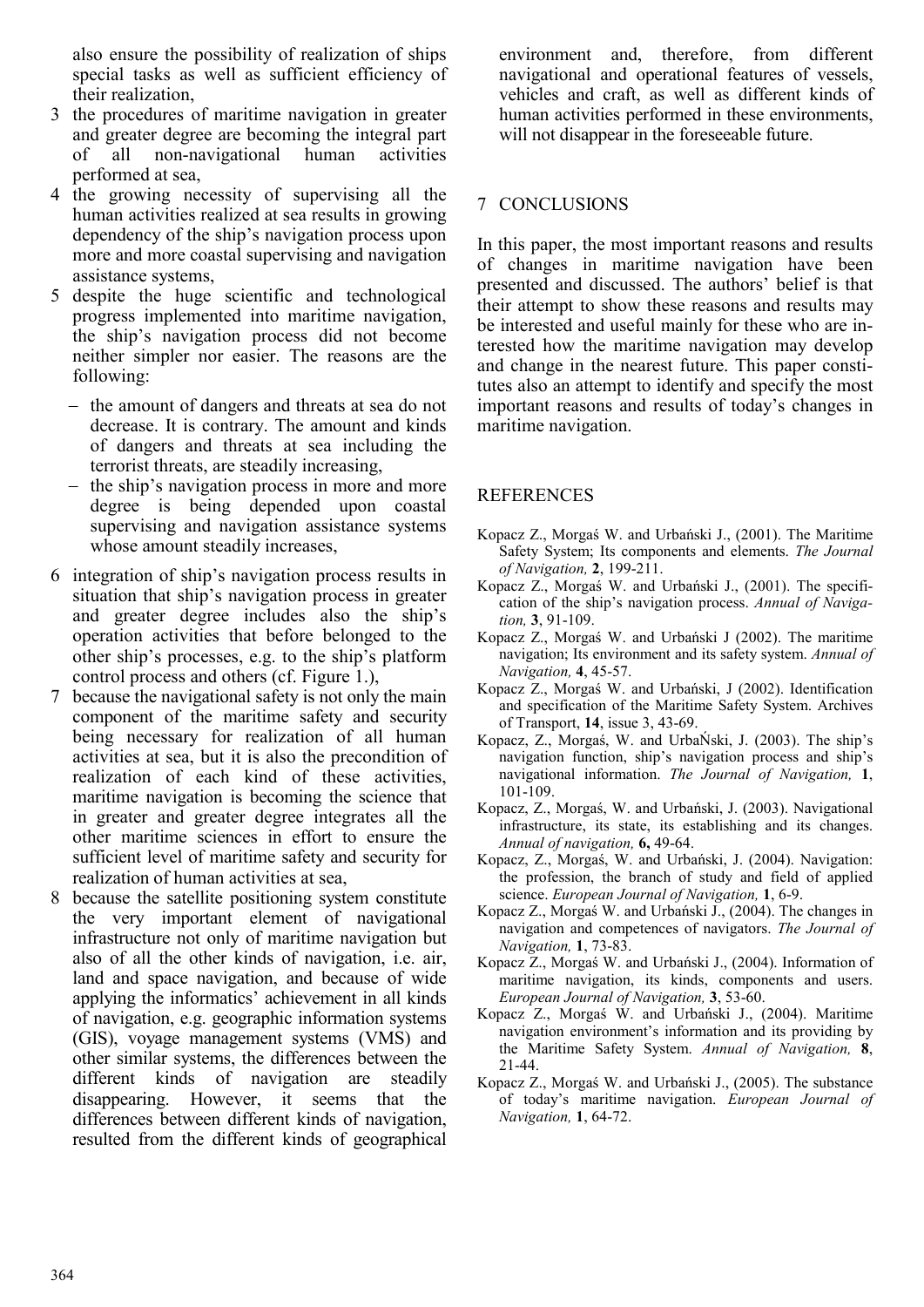also ensure the possibility of realization of ships special tasks as well as sufficient efficiency of their realization,

3 the procedures of maritime navigation in greater and greater degree are becoming the integral part of all non-navigational human activities performed at sea,
4 the growing necessity of supervising all the human activities realized at sea results in growing dependency of the ship's navigation process upon more and more coastal supervising and navigation assistance systems,
5 despite the huge scientific and technological progress implemented into maritime navigation, the ship's navigation process did not become neither simpler nor easier. The reasons are the following:
   - the amount of dangers and threats at sea do not decrease. It is contrary. The amount and kinds of dangers and threats at sea including the terrorist threats, are steadily increasing,
   - the ship's navigation process in more and more degree is being depended upon coastal supervising and navigation assistance systems whose amount steadily increases,
6 integration of ship's navigation process results in situation that ship's navigation process in greater and greater degree includes also the ship's operation activities that before belonged to the other ship's processes, e.g. to the ship's platform control process and others (cf. Figure 1.),
7 because the navigational safety is not only the main component of the maritime safety and security being necessary for realization of all human activities at sea, but it is also the precondition of realization of each kind of these activities, maritime navigation is becoming the science that in greater and greater degree integrates all the other maritime sciences in effort to ensure the sufficient level of maritime safety and security for realization of human activities at sea,
8 because the satellite positioning system constitute the very important element of navigational infrastructure not only of maritime navigation but also of all the other kinds of navigation, i.e. air, land and space navigation, and because of wide applying the informatics' achievement in all kinds of navigation, e.g. geographic information systems (GIS), voyage management systems (VMS) and other similar systems, the differences between the different kinds of navigation are steadily disappearing. However, it seems that the differences between different kinds of navigation, resulted from the different kinds of geographical environment and, therefore, from different navigational and operational features of vessels, vehicles and craft, as well as different kinds of human activities performed in these environments, will not disappear in the foreseeable future.

## 7 CONCLUSIONS

In this paper, the most important reasons and results of changes in maritime navigation have been presented and discussed. The authors' belief is that their attempt to show these reasons and results may be interested and useful mainly for these who are interested how the maritime navigation may develop and change in the nearest future. This paper constitutes also an attempt to identify and specify the most important reasons and results of today's changes in maritime navigation.

## REFERENCES

Kopacz Z., Morgaś W. and Urbański J., (2001). The Maritime Safety System; Its components and elements. *The Journal of Navigation,* **2**, 199-211.

Kopacz Z., Morgaś W. and Urbański J., (2001). The specification of the ship's navigation process. *Annual of Navigation,* **3**, 91-109.

Kopacz Z., Morgaś W. and Urbański J (2002). The maritime navigation; Its environment and its safety system. *Annual of Navigation,* **4**, 45-57.

Kopacz Z., Morgaś W. and Urbański, J (2002). Identification and specification of the Maritime Safety System. Archives of Transport, **14**, issue 3, 43-69.

Kopacz, Z., Morgaś, W. and UrbaŃski, J. (2003). The ship's navigation function, ship's navigation process and ship's navigational information. *The Journal of Navigation,* **1**, 101-109.

Kopacz, Z., Morgaś, W. and Urbański, J. (2003). Navigational infrastructure, its state, its establishing and its changes. *Annual of navigation,* **6,** 49-64.

Kopacz, Z., Morgaś, W. and Urbański, J. (2004). Navigation: the profession, the branch of study and field of applied science. *European Journal of Navigation,* **1**, 6-9.

Kopacz Z., Morgaś W. and Urbański J., (2004). The changes in navigation and competences of navigators. *The Journal of Navigation,* **1**, 73-83.

Kopacz Z., Morgaś W. and Urbański J., (2004). Information of maritime navigation, its kinds, components and users. *European Journal of Navigation,* **3**, 53-60.

Kopacz Z., Morgaś W. and Urbański J., (2004). Maritime navigation environment's information and its providing by the Maritime Safety System. *Annual of Navigation,* **8**, 21-44.

Kopacz Z., Morgaś W. and Urbański J., (2005). The substance of today's maritime navigation. *European Journal of Navigation,* **1**, 64-72.